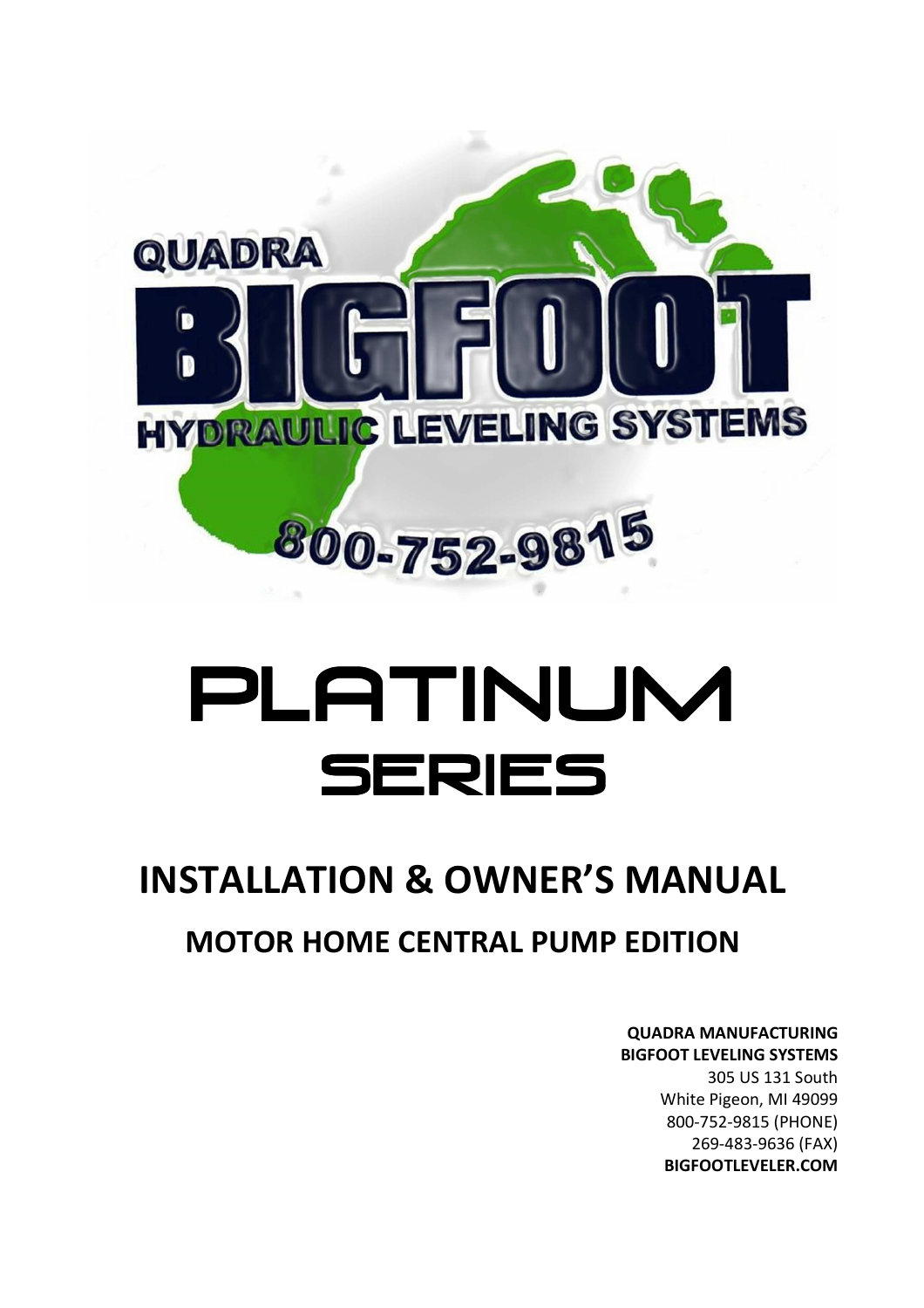QUADRA

BIGFOOT

HYDRAULIC LEVELING SYSTEMS

800-752-9815

# PLATINUM SERIES

## INSTALLATION & OWNER'S MANUAL

### MOTOR HOME CENTRAL PUMP EDITION

**QUADRA MANUFACTURING**
**BIGFOOT LEVELING SYSTEMS**
305 US 131 South
White Pigeon, MI 49099
800-752-9815 (PHONE)
269-483-9636 (FAX)
**BIGFOOTLEVELER.COM**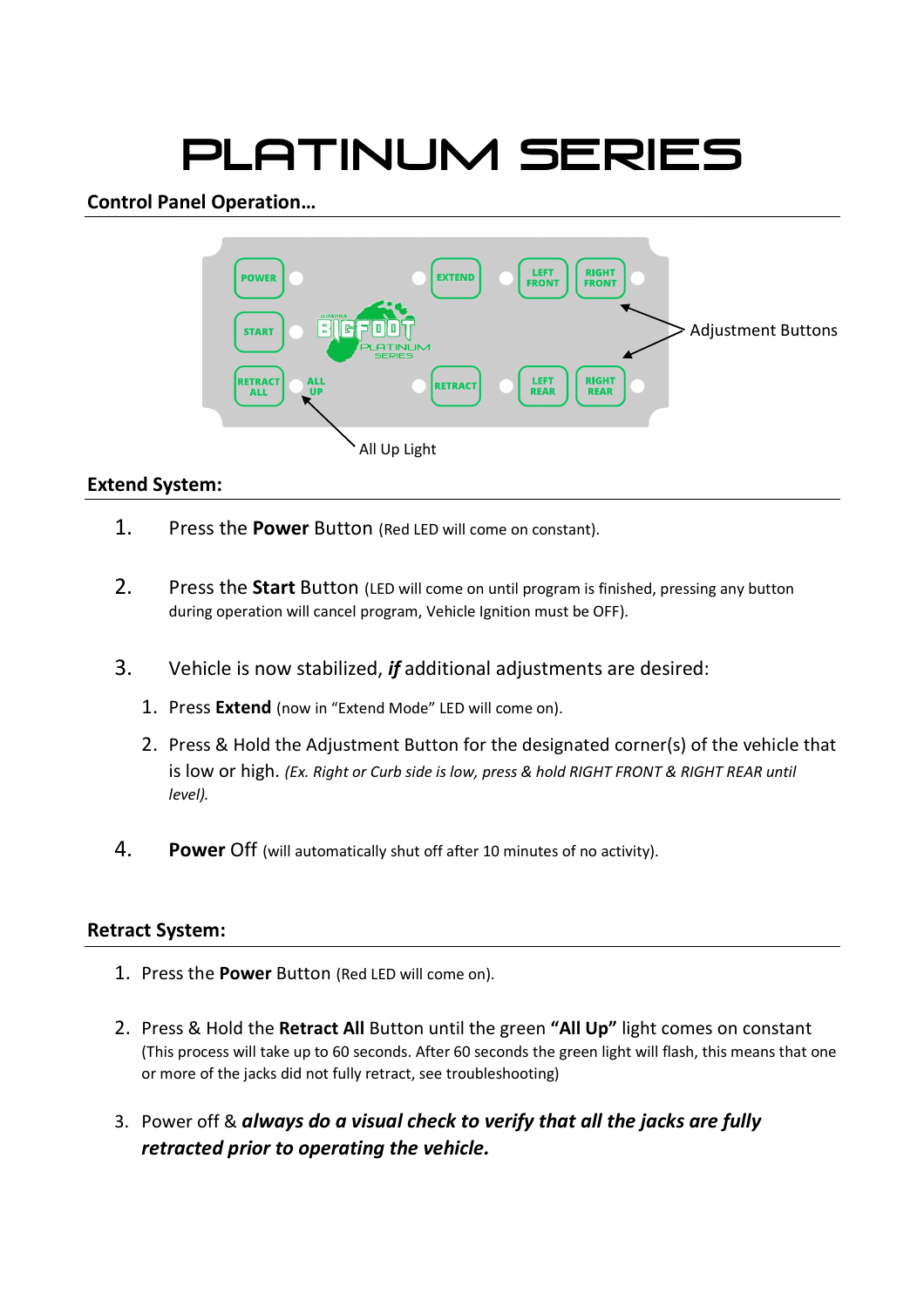# PLATINUM SERIES

## Control Panel Operation…

Adjustment Buttons

All Up Light

## Extend System:

1. Press the **Power** Button (Red LED will come on constant).

2. Press the **Start** Button (LED will come on until program is finished, pressing any button during operation will cancel program, Vehicle Ignition must be OFF).

3. Vehicle is now stabilized, ***if*** additional adjustments are desired:
   1. Press **Extend** (now in "Extend Mode" LED will come on).
   2. Press & Hold the Adjustment Button for the designated corner(s) of the vehicle that is low or high. *(Ex. Right or Curb side is low, press & hold RIGHT FRONT & RIGHT REAR until level).*

4. **Power** Off (will automatically shut off after 10 minutes of no activity).

## Retract System:

1. Press the **Power** Button (Red LED will come on).

2. Press & Hold the **Retract All** Button until the green **"All Up"** light comes on constant (This process will take up to 60 seconds. After 60 seconds the green light will flash, this means that one or more of the jacks did not fully retract, see troubleshooting)

3. Power off & ***always do a visual check to verify that all the jacks are fully retracted prior to operating the vehicle.***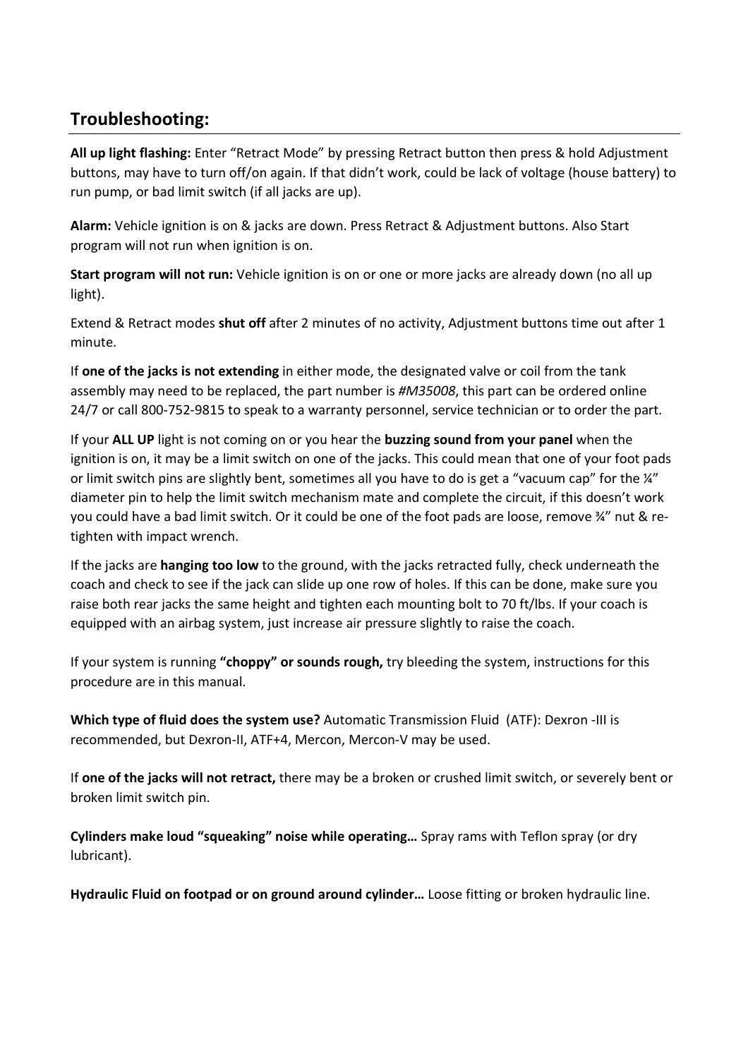## Troubleshooting:

**All up light flashing:** Enter "Retract Mode" by pressing Retract button then press & hold Adjustment buttons, may have to turn off/on again. If that didn't work, could be lack of voltage (house battery) to run pump, or bad limit switch (if all jacks are up).

**Alarm:** Vehicle ignition is on & jacks are down. Press Retract & Adjustment buttons. Also Start program will not run when ignition is on.

**Start program will not run:** Vehicle ignition is on or one or more jacks are already down (no all up light).

Extend & Retract modes **shut off** after 2 minutes of no activity, Adjustment buttons time out after 1 minute.

If **one of the jacks is not extending** in either mode, the designated valve or coil from the tank assembly may need to be replaced, the part number is *#M35008*, this part can be ordered online 24/7 or call 800-752-9815 to speak to a warranty personnel, service technician or to order the part.

If your **ALL UP** light is not coming on or you hear the **buzzing sound from your panel** when the ignition is on, it may be a limit switch on one of the jacks. This could mean that one of your foot pads or limit switch pins are slightly bent, sometimes all you have to do is get a "vacuum cap" for the ¼" diameter pin to help the limit switch mechanism mate and complete the circuit, if this doesn't work you could have a bad limit switch. Or it could be one of the foot pads are loose, remove ¾" nut & re-tighten with impact wrench.

If the jacks are **hanging too low** to the ground, with the jacks retracted fully, check underneath the coach and check to see if the jack can slide up one row of holes. If this can be done, make sure you raise both rear jacks the same height and tighten each mounting bolt to 70 ft/lbs. If your coach is equipped with an airbag system, just increase air pressure slightly to raise the coach.

If your system is running **"choppy" or sounds rough,** try bleeding the system, instructions for this procedure are in this manual.

**Which type of fluid does the system use?** Automatic Transmission Fluid (ATF): Dexron -III is recommended, but Dexron-II, ATF+4, Mercon, Mercon-V may be used.

If **one of the jacks will not retract,** there may be a broken or crushed limit switch, or severely bent or broken limit switch pin.

**Cylinders make loud "squeaking" noise while operating…** Spray rams with Teflon spray (or dry lubricant).

**Hydraulic Fluid on footpad or on ground around cylinder…** Loose fitting or broken hydraulic line.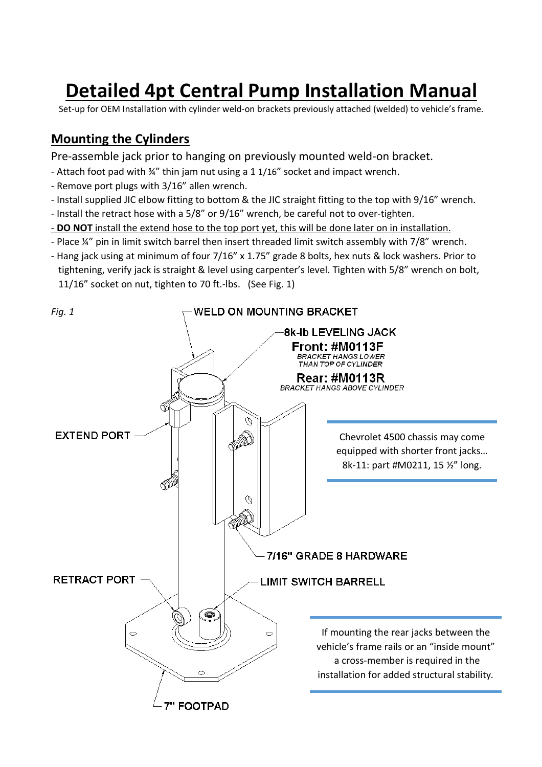# Detailed 4pt Central Pump Installation Manual

Set-up for OEM Installation with cylinder weld-on brackets previously attached (welded) to vehicle's frame.

## Mounting the Cylinders

Pre-assemble jack prior to hanging on previously mounted weld-on bracket.

- Attach foot pad with ¾" thin jam nut using a 1 1/16" socket and impact wrench.
- Remove port plugs with 3/16" allen wrench.
- Install supplied JIC elbow fitting to bottom & the JIC straight fitting to the top with 9/16" wrench.
- Install the retract hose with a 5/8" or 9/16" wrench, be careful not to over-tighten.
- <u>**DO NOT** install the extend hose to the top port yet, this will be done later on in installation.</u>
- Place ¼" pin in limit switch barrel then insert threaded limit switch assembly with 7/8" wrench.
- Hang jack using at minimum of four 7/16" x 1.75" grade 8 bolts, hex nuts & lock washers. Prior to tightening, verify jack is straight & level using carpenter's level. Tighten with 5/8" wrench on bolt, 11/16" socket on nut, tighten to 70 ft.-lbs. (See Fig. 1)

*Fig. 1*

WELD ON MOUNTING BRACKET

8k-lb LEVELING JACK
**Front: #M0113F**
*BRACKET HANGS LOWER THAN TOP OF CYLINDER*
**Rear: #M0113R**
*BRACKET HANGS ABOVE CYLINDER*

EXTEND PORT

7/16" GRADE 8 HARDWARE

RETRACT PORT

LIMIT SWITCH BARRELL

7" FOOTPAD

Chevrolet 4500 chassis may come equipped with shorter front jacks… 8k-11: part #M0211, 15 ½" long.

If mounting the rear jacks between the vehicle's frame rails or an "inside mount" a cross-member is required in the installation for added structural stability.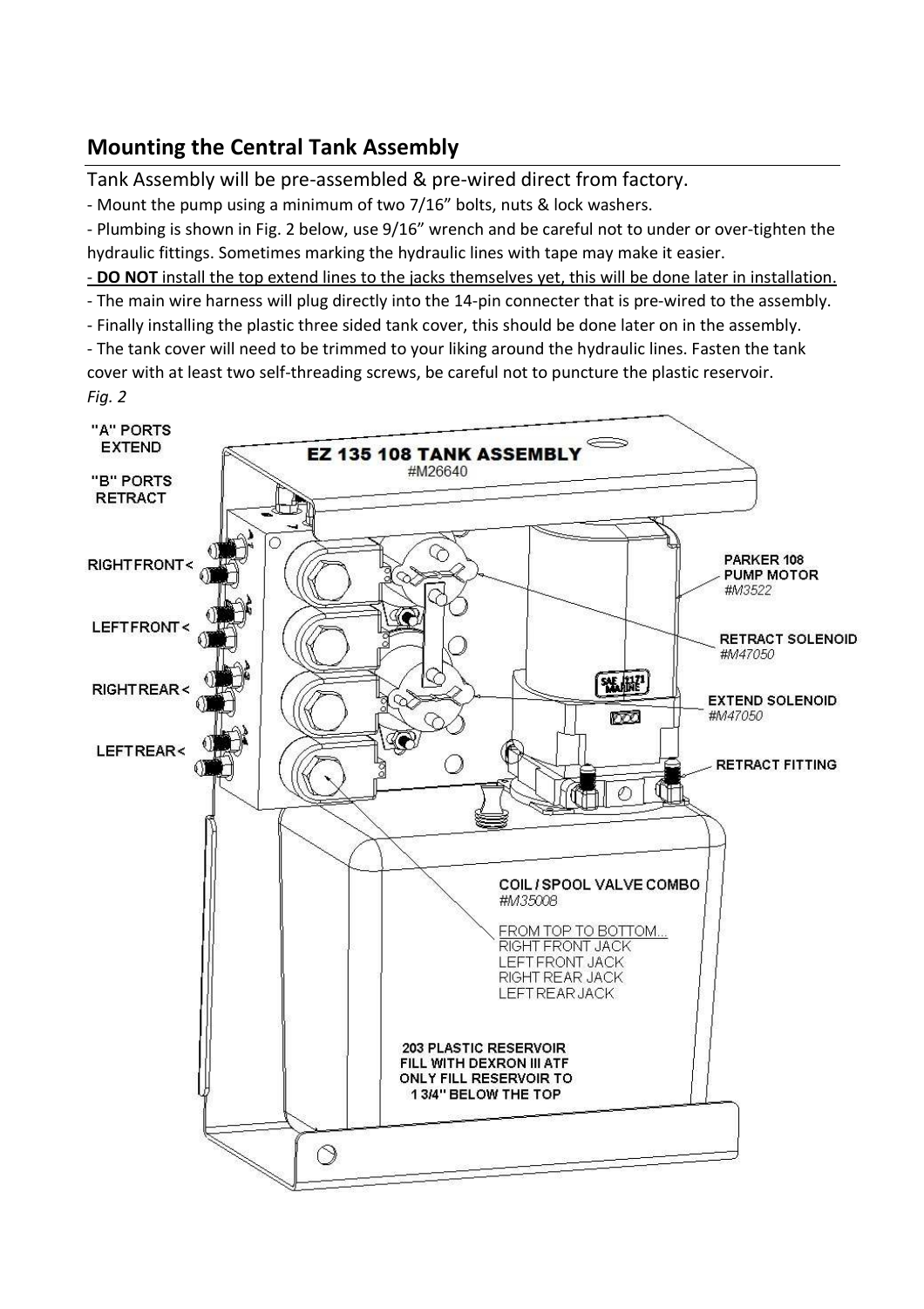## Mounting the Central Tank Assembly

Tank Assembly will be pre-assembled & pre-wired direct from factory.

- Mount the pump using a minimum of two 7/16" bolts, nuts & lock washers.
- Plumbing is shown in Fig. 2 below, use 9/16" wrench and be careful not to under or over-tighten the hydraulic fittings. Sometimes marking the hydraulic lines with tape may make it easier.
- <u>**DO NOT** install the top extend lines to the jacks themselves yet, this will be done later in installation.</u>
- The main wire harness will plug directly into the 14-pin connecter that is pre-wired to the assembly.
- Finally installing the plastic three sided tank cover, this should be done later on in the assembly.
- The tank cover will need to be trimmed to your liking around the hydraulic lines. Fasten the tank cover with at least two self-threading screws, be careful not to puncture the plastic reservoir.

*Fig. 2*

"A" PORTS EXTEND

"B" PORTS RETRACT

RIGHT FRONT<

LEFT FRONT<

RIGHT REAR<

LEFT REAR<

EZ 135 108 TANK ASSEMBLY
#M26640

PARKER 108 PUMP MOTOR
#M3522

RETRACT SOLENOID
#M47050

EXTEND SOLENOID
#M47050

RETRACT FITTING

COIL / SPOOL VALVE COMBO
#M35008

FROM TOP TO BOTTOM...
RIGHT FRONT JACK
LEFT FRONT JACK
RIGHT REAR JACK
LEFT REAR JACK

203 PLASTIC RESERVOIR
FILL WITH DEXRON III ATF
ONLY FILL RESERVOIR TO
1 3/4" BELOW THE TOP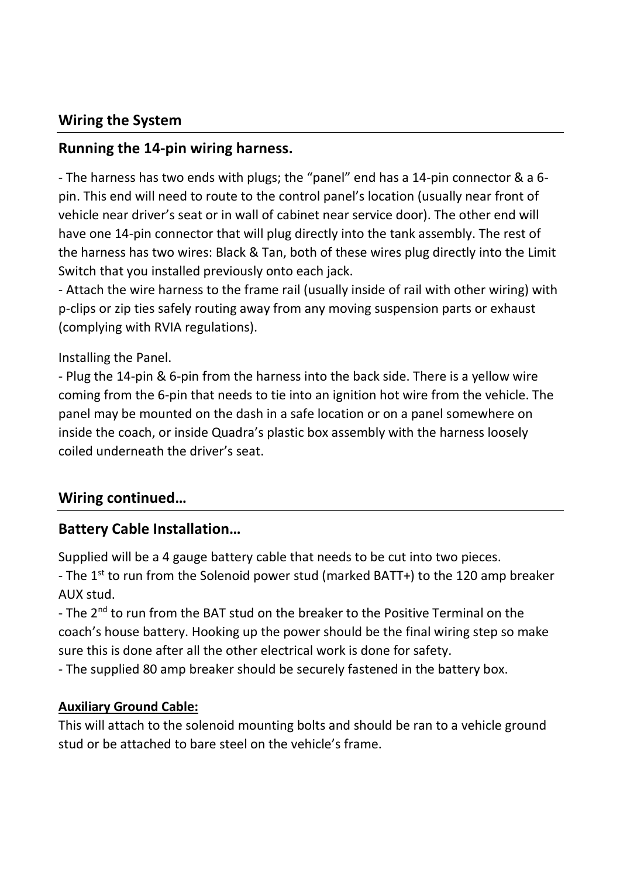## Wiring the System

## Running the 14-pin wiring harness.

- The harness has two ends with plugs; the "panel" end has a 14-pin connector & a 6-pin. This end will need to route to the control panel's location (usually near front of vehicle near driver's seat or in wall of cabinet near service door). The other end will have one 14-pin connector that will plug directly into the tank assembly. The rest of the harness has two wires: Black & Tan, both of these wires plug directly into the Limit Switch that you installed previously onto each jack.
- Attach the wire harness to the frame rail (usually inside of rail with other wiring) with p-clips or zip ties safely routing away from any moving suspension parts or exhaust (complying with RVIA regulations).

Installing the Panel.

- Plug the 14-pin & 6-pin from the harness into the back side. There is a yellow wire coming from the 6-pin that needs to tie into an ignition hot wire from the vehicle. The panel may be mounted on the dash in a safe location or on a panel somewhere on inside the coach, or inside Quadra's plastic box assembly with the harness loosely coiled underneath the driver's seat.

## Wiring continued…

## Battery Cable Installation…

Supplied will be a 4 gauge battery cable that needs to be cut into two pieces.

- The 1st to run from the Solenoid power stud (marked BATT+) to the 120 amp breaker AUX stud.
- The 2nd to run from the BAT stud on the breaker to the Positive Terminal on the coach's house battery. Hooking up the power should be the final wiring step so make sure this is done after all the other electrical work is done for safety.
- The supplied 80 amp breaker should be securely fastened in the battery box.

**Auxiliary Ground Cable:**

This will attach to the solenoid mounting bolts and should be ran to a vehicle ground stud or be attached to bare steel on the vehicle's frame.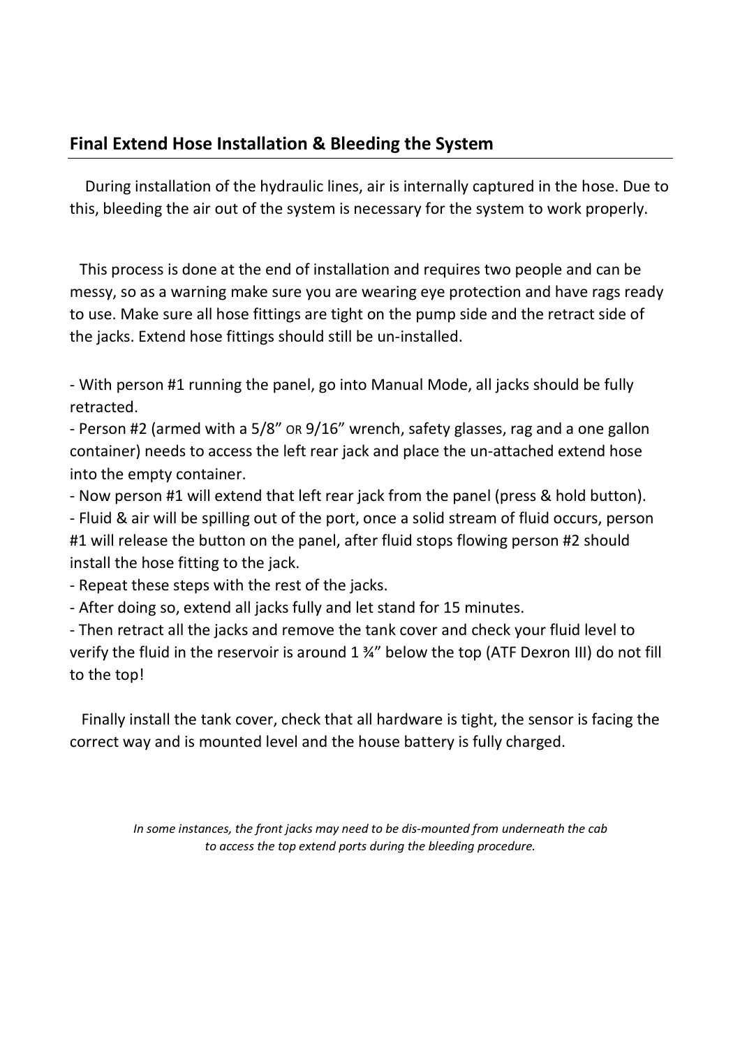## Final Extend Hose Installation & Bleeding the System

During installation of the hydraulic lines, air is internally captured in the hose. Due to this, bleeding the air out of the system is necessary for the system to work properly.

This process is done at the end of installation and requires two people and can be messy, so as a warning make sure you are wearing eye protection and have rags ready to use. Make sure all hose fittings are tight on the pump side and the retract side of the jacks. Extend hose fittings should still be un-installed.

- With person #1 running the panel, go into Manual Mode, all jacks should be fully retracted.
- Person #2 (armed with a 5/8" OR 9/16" wrench, safety glasses, rag and a one gallon container) needs to access the left rear jack and place the un-attached extend hose into the empty container.
- Now person #1 will extend that left rear jack from the panel (press & hold button).
- Fluid & air will be spilling out of the port, once a solid stream of fluid occurs, person #1 will release the button on the panel, after fluid stops flowing person #2 should install the hose fitting to the jack.
- Repeat these steps with the rest of the jacks.
- After doing so, extend all jacks fully and let stand for 15 minutes.
- Then retract all the jacks and remove the tank cover and check your fluid level to verify the fluid in the reservoir is around 1 ¾" below the top (ATF Dexron III) do not fill to the top!

Finally install the tank cover, check that all hardware is tight, the sensor is facing the correct way and is mounted level and the house battery is fully charged.

*In some instances, the front jacks may need to be dis-mounted from underneath the cab to access the top extend ports during the bleeding procedure.*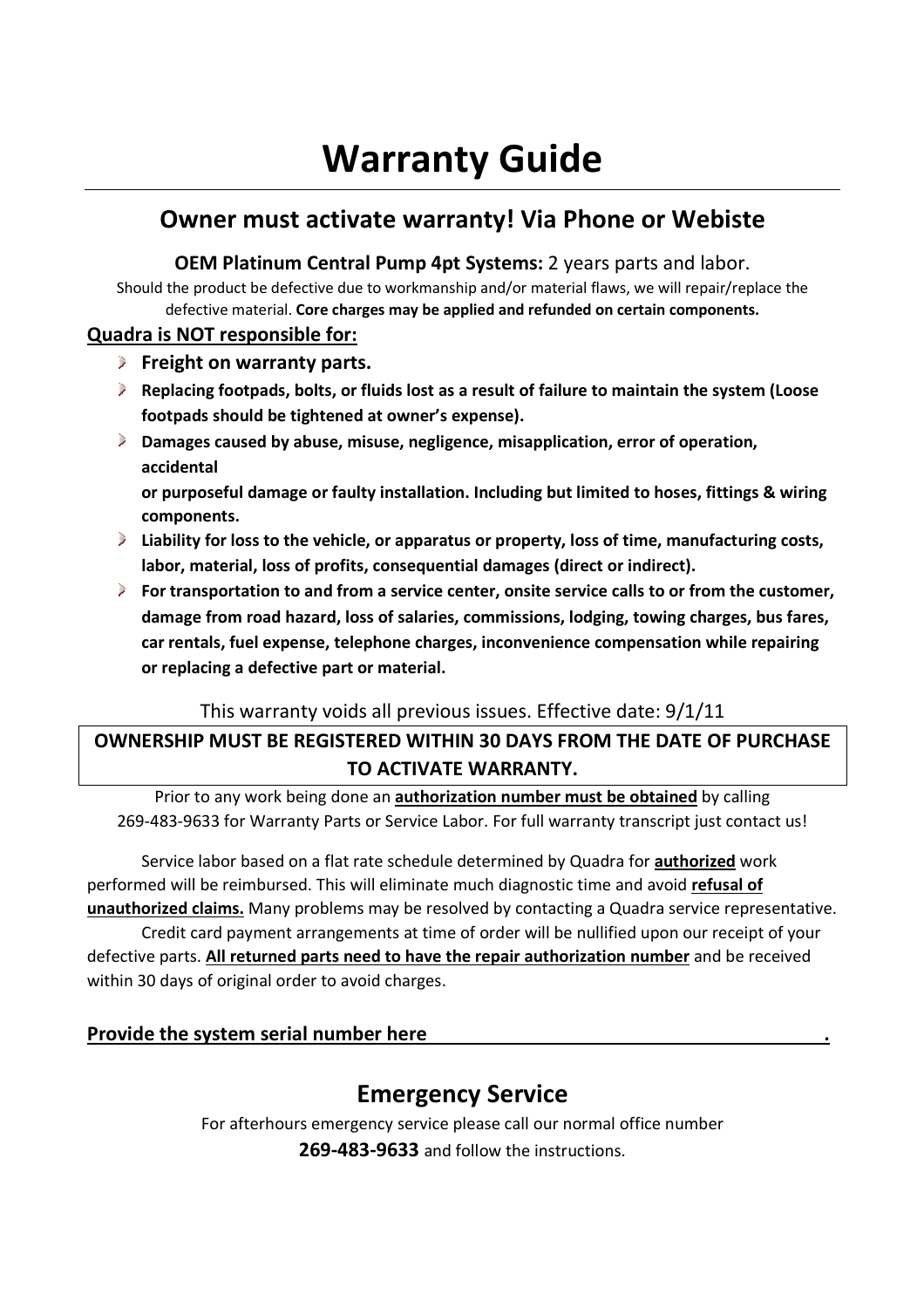# Warranty Guide

## Owner must activate warranty! Via Phone or Webiste

**OEM Platinum Central Pump 4pt Systems:** 2 years parts and labor.

Should the product be defective due to workmanship and/or material flaws, we will repair/replace the defective material. **Core charges may be applied and refunded on certain components.**

**Quadra is NOT responsible for:**

- **Freight on warranty parts.**
- **Replacing footpads, bolts, or fluids lost as a result of failure to maintain the system (Loose footpads should be tightened at owner's expense).**
- **Damages caused by abuse, misuse, negligence, misapplication, error of operation, accidental or purposeful damage or faulty installation. Including but limited to hoses, fittings & wiring components.**
- **Liability for loss to the vehicle, or apparatus or property, loss of time, manufacturing costs, labor, material, loss of profits, consequential damages (direct or indirect).**
- **For transportation to and from a service center, onsite service calls to or from the customer, damage from road hazard, loss of salaries, commissions, lodging, towing charges, bus fares, car rentals, fuel expense, telephone charges, inconvenience compensation while repairing or replacing a defective part or material.**

This warranty voids all previous issues. Effective date: 9/1/11

**OWNERSHIP MUST BE REGISTERED WITHIN 30 DAYS FROM THE DATE OF PURCHASE TO ACTIVATE WARRANTY.**

Prior to any work being done an **authorization number must be obtained** by calling 269-483-9633 for Warranty Parts or Service Labor. For full warranty transcript just contact us!

Service labor based on a flat rate schedule determined by Quadra for **authorized** work performed will be reimbursed. This will eliminate much diagnostic time and avoid **refusal of unauthorized claims.** Many problems may be resolved by contacting a Quadra service representative.

Credit card payment arrangements at time of order will be nullified upon our receipt of your defective parts. **All returned parts need to have the repair authorization number** and be received within 30 days of original order to avoid charges.

**Provide the system serial number here \_\_\_\_\_\_\_\_\_\_\_\_\_\_\_\_\_\_\_\_\_\_\_\_\_\_\_\_\_\_\_\_\_\_\_\_\_\_\_\_.**

## Emergency Service

For afterhours emergency service please call our normal office number **269-483-9633** and follow the instructions.